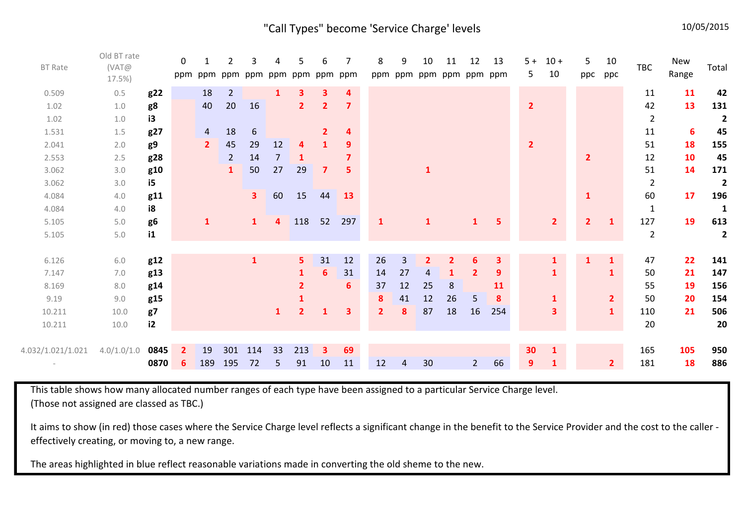# "Call Types" become 'Service Charge' levels

10/05/2015

| BT Rate | Old BT rate (VAT@ 17.5%) | | 0 ppm | 1 ppm | 2 ppm | 3 ppm | 4 ppm | 5 ppm | 6 ppm | 7 ppm | 8 ppm | 9 ppm | 10 ppm | 11 ppm | 12 ppm | 13 ppm | 5 + 5 | 10 + 10 | 5 ppc | 10 ppc | TBC | New Range | Total |
|---|---|---|---|---|---|---|---|---|---|---|---|---|---|---|---|---|---|---|---|---|---|---|---|
| 0.509 | 0.5 | **g22** | | 18 | 2 | | 1 | 3 | 3 | 4 | | | | | | | | | | | 11 | 11 | **42** |
| 1.02 | 1.0 | **g8** | | 40 | 20 | 16 | | 2 | 2 | 7 | | | | | | | 2 | | | | 42 | 13 | **131** |
| 1.02 | 1.0 | **i3** | | | | | | | | | | | | | | | | | | | 2 | | **2** |
| 1.531 | 1.5 | **g27** | | 4 | 18 | 6 | | | 2 | 4 | | | | | | | | | | | 11 | 6 | **45** |
| 2.041 | 2.0 | **g9** | | 2 | 45 | 29 | 12 | 4 | 1 | 9 | | | | | | | 2 | | | | 51 | 18 | **155** |
| 2.553 | 2.5 | **g28** | | | 2 | 14 | 7 | 1 | | 7 | | | | | | | | | 2 | | 12 | 10 | **45** |
| 3.062 | 3.0 | **g10** | | | 1 | 50 | 27 | 29 | 7 | 5 | | | 1 | | | | | | | | 51 | 14 | **171** |
| 3.062 | 3.0 | **i5** | | | | | | | | | | | | | | | | | | | 2 | | **2** |
| 4.084 | 4.0 | **g11** | | | | 3 | 60 | 15 | 44 | 13 | | | | | | | | | 1 | | 60 | 17 | **196** |
| 4.084 | 4.0 | **i8** | | | | | | | | | | | | | | | | | | | 1 | | **1** |
| 5.105 | 5.0 | **g6** | | 1 | | 1 | 4 | 118 | 52 | 297 | 1 | | 1 | | 1 | 5 | | 2 | 2 | 1 | 127 | 19 | **613** |
| 5.105 | 5.0 | **i1** | | | | | | | | | | | | | | | | | | | 2 | | **2** |
| 6.126 | 6.0 | **g12** | | | | 1 | | 5 | 31 | 12 | 26 | 3 | 2 | 2 | 6 | 3 | | 1 | 1 | 1 | 47 | 22 | **141** |
| 7.147 | 7.0 | **g13** | | | | | | 1 | 6 | 31 | 14 | 27 | 4 | 1 | 2 | 9 | | 1 | | 1 | 50 | 21 | **147** |
| 8.169 | 8.0 | **g14** | | | | | | 2 | | 6 | 37 | 12 | 25 | 8 | | 11 | | | | | 55 | 19 | **156** |
| 9.19 | 9.0 | **g15** | | | | | | 1 | | | 8 | 41 | 12 | 26 | 5 | 8 | | 1 | | 2 | 50 | 20 | **154** |
| 10.211 | 10.0 | **g7** | | | | | 1 | 2 | 1 | 3 | 2 | 8 | 87 | 18 | 16 | 254 | | 3 | | 1 | 110 | 21 | **506** |
| 10.211 | 10.0 | **i2** | | | | | | | | | | | | | | | | | | | 20 | | **20** |
| 4.032/1.021/1.021 | 4.0/1.0/1.0 | **0845** | 2 | 19 | 301 | 114 | 33 | 213 | 3 | 69 | | | | | | | 30 | 1 | | | 165 | 105 | **950** |
| - | | **0870** | 6 | 189 | 195 | 72 | 5 | 91 | 10 | 11 | 12 | 4 | 30 | | 2 | 66 | 9 | 1 | | 2 | 181 | 18 | **886** |

This table shows how many allocated number ranges of each type have been assigned to a particular Service Charge level.
(Those not assigned are classed as TBC.)

It aims to show (in red) those cases where the Service Charge level reflects a significant change in the benefit to the Service Provider and the cost to the caller - effectively creating, or moving to, a new range.

The areas highlighted in blue reflect reasonable variations made in converting the old sheme to the new.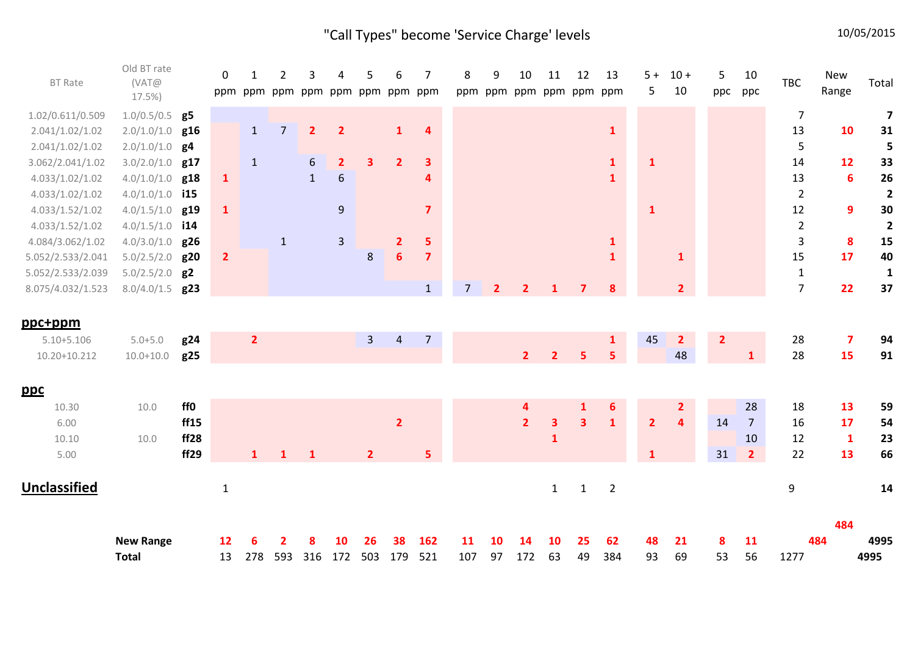# "Call Types" become 'Service Charge' levels

10/05/2015

| BT Rate | Old BT rate (VAT@ 17.5%) | | 0 ppm | 1 ppm | 2 ppm | 3 ppm | 4 ppm | 5 ppm | 6 ppm | 7 ppm | 8 ppm | 9 ppm | 10 ppm | 11 ppm | 12 ppm | 13 ppm | 5 + 5 | 10 + 10 | 5 ppc | 10 ppc | TBC | New Range | Total |
|---|---|---|---|---|---|---|---|---|---|---|---|---|---|---|---|---|---|---|---|---|---|---|---|
| 1.02/0.611/0.509 | 1.0/0.5/0.5 | **g5** | | | | | | | | | | | | | | | | | | | 7 | | **7** |
| 2.041/1.02/1.02 | 2.0/1.0/1.0 | **g16** | | 1 | 7 | **2** | **2** | | **1** | **4** | | | | | | **1** | | | | | 13 | **10** | **31** |
| 2.041/1.02/1.02 | 2.0/1.0/1.0 | **g4** | | | | | | | | | | | | | | | | | | | 5 | | **5** |
| 3.062/2.041/1.02 | 3.0/2.0/1.0 | **g17** | | 1 | | 6 | **2** | **3** | **2** | **3** | | | | | | **1** | **1** | | | | 14 | **12** | **33** |
| 4.033/1.02/1.02 | 4.0/1.0/1.0 | **g18** | **1** | | | 1 | 6 | | | **4** | | | | | | **1** | | | | | 13 | **6** | **26** |
| 4.033/1.02/1.02 | 4.0/1.0/1.0 | **i15** | | | | | | | | | | | | | | | | | | | 2 | | **2** |
| 4.033/1.52/1.02 | 4.0/1.5/1.0 | **g19** | **1** | | | | 9 | | | **7** | | | | | | | **1** | | | | 12 | **9** | **30** |
| 4.033/1.52/1.02 | 4.0/1.5/1.0 | **i14** | | | | | | | | | | | | | | | | | | | 2 | | **2** |
| 4.084/3.062/1.02 | 4.0/3.0/1.0 | **g26** | | | 1 | | 3 | | **2** | **5** | | | | | | **1** | | | | | 3 | **8** | **15** |
| 5.052/2.533/2.041 | 5.0/2.5/2.0 | **g20** | **2** | | | | | 8 | **6** | **7** | | | | | | **1** | | **1** | | | 15 | **17** | **40** |
| 5.052/2.533/2.039 | 5.0/2.5/2.0 | **g2** | | | | | | | | | | | | | | | | | | | 1 | | **1** |
| 8.075/4.032/1.523 | 8.0/4.0/1.5 | **g23** | | | | | | | | 1 | 7 | **2** | **2** | **1** | **7** | **8** | | **2** | | | 7 | **22** | **37** |
| **ppc+ppm** | | | | | | | | | | | | | | | | | | | | | | | |
| 5.10+5.106 | 5.0+5.0 | **g24** | | **2** | | | | 3 | 4 | 7 | | | | | | **1** | 45 | **2** | **2** | | 28 | **7** | **94** |
| 10.20+10.212 | 10.0+10.0 | **g25** | | | | | | | | | | | **2** | **2** | **5** | **5** | | 48 | | **1** | 28 | **15** | **91** |
| **ppc** | | | | | | | | | | | | | | | | | | | | | | | |
| 10.30 | 10.0 | **ff0** | | | | | | | | | | | **4** | | **1** | **6** | | **2** | | 28 | 18 | **13** | **59** |
| 6.00 | | **ff15** | | | | | | | **2** | | | | **2** | **3** | **3** | **1** | **2** | **4** | 14 | 7 | 16 | **17** | **54** |
| 10.10 | 10.0 | **ff28** | | | | | | | | | | | | **1** | | | | | | 10 | 12 | **1** | **23** |
| 5.00 | | **ff29** | | **1** | **1** | **1** | | **2** | | **5** | | | | | | | **1** | | 31 | **2** | 22 | **13** | **66** |
| **Unclassified** | | | 1 | | | | | | | | | | | 1 | 1 | 2 | | | | | 9 | | **14** |
| | | | | | | | | | | | | | | | | | | | | | | **484** | |
| | **New Range** | | **12** | **6** | **2** | **8** | **10** | **26** | **38** | **162** | **11** | **10** | **14** | **10** | **25** | **62** | **48** | **21** | **8** | **11** | **484** | | **4995** |
| | **Total** | | 13 | 278 | 593 | 316 | 172 | 503 | 179 | 521 | 107 | 97 | 172 | 63 | 49 | 384 | 93 | 69 | 53 | 56 | 1277 | | **4995** |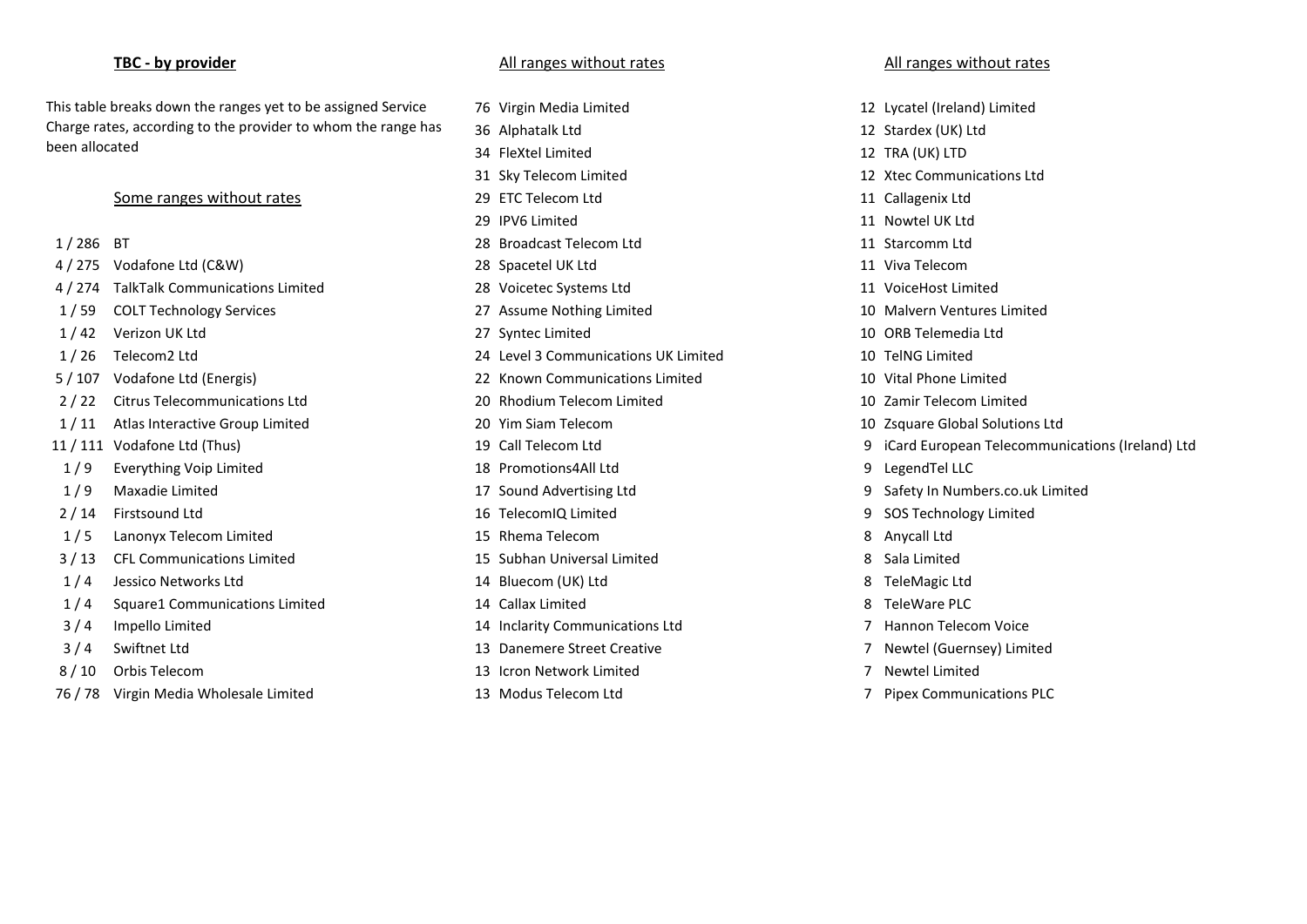## TBC - by provider

This table breaks down the ranges yet to be assigned Service Charge rates, according to the provider to whom the range has been allocated

### Some ranges without rates

| Ranges | Provider |
|---|---|
| 1 / 286 | BT |
| 4 / 275 | Vodafone Ltd (C&W) |
| 4 / 274 | TalkTalk Communications Limited |
| 1 / 59 | COLT Technology Services |
| 1 / 42 | Verizon UK Ltd |
| 1 / 26 | Telecom2 Ltd |
| 5 / 107 | Vodafone Ltd (Energis) |
| 2 / 22 | Citrus Telecommunications Ltd |
| 1 / 11 | Atlas Interactive Group Limited |
| 11 / 111 | Vodafone Ltd (Thus) |
| 1 / 9 | Everything Voip Limited |
| 1 / 9 | Maxadie Limited |
| 2 / 14 | Firstsound Ltd |
| 1 / 5 | Lanonyx Telecom Limited |
| 3 / 13 | CFL Communications Limited |
| 1 / 4 | Jessico Networks Ltd |
| 1 / 4 | Square1 Communications Limited |
| 3 / 4 | Impello Limited |
| 3 / 4 | Swiftnet Ltd |
| 8 / 10 | Orbis Telecom |
| 76 / 78 | Virgin Media Wholesale Limited |

### All ranges without rates

| Ranges | Provider |
|---|---|
| 76 | Virgin Media Limited |
| 36 | Alphatalk Ltd |
| 34 | FleXtel Limited |
| 31 | Sky Telecom Limited |
| 29 | ETC Telecom Ltd |
| 29 | IPV6 Limited |
| 28 | Broadcast Telecom Ltd |
| 28 | Spacetel UK Ltd |
| 28 | Voicetec Systems Ltd |
| 27 | Assume Nothing Limited |
| 27 | Syntec Limited |
| 24 | Level 3 Communications UK Limited |
| 22 | Known Communications Limited |
| 20 | Rhodium Telecom Limited |
| 20 | Yim Siam Telecom |
| 19 | Call Telecom Ltd |
| 18 | Promotions4All Ltd |
| 17 | Sound Advertising Ltd |
| 16 | TelecomIQ Limited |
| 15 | Rhema Telecom |
| 15 | Subhan Universal Limited |
| 14 | Bluecom (UK) Ltd |
| 14 | Callax Limited |
| 14 | Inclarity Communications Ltd |
| 13 | Danemere Street Creative |
| 13 | Icron Network Limited |
| 13 | Modus Telecom Ltd |

### All ranges without rates

| Ranges | Provider |
|---|---|
| 12 | Lycatel (Ireland) Limited |
| 12 | Stardex (UK) Ltd |
| 12 | TRA (UK) LTD |
| 12 | Xtec Communications Ltd |
| 11 | Callagenix Ltd |
| 11 | Nowtel UK Ltd |
| 11 | Starcomm Ltd |
| 11 | Viva Telecom |
| 11 | VoiceHost Limited |
| 10 | Malvern Ventures Limited |
| 10 | ORB Telemedia Ltd |
| 10 | TelNG Limited |
| 10 | Vital Phone Limited |
| 10 | Zamir Telecom Limited |
| 10 | Zsquare Global Solutions Ltd |
| 9 | iCard European Telecommunications (Ireland) Ltd |
| 9 | LegendTel LLC |
| 9 | Safety In Numbers.co.uk Limited |
| 9 | SOS Technology Limited |
| 8 | Anycall Ltd |
| 8 | Sala Limited |
| 8 | TeleMagic Ltd |
| 8 | TeleWare PLC |
| 7 | Hannon Telecom Voice |
| 7 | Newtel (Guernsey) Limited |
| 7 | Newtel Limited |
| 7 | Pipex Communications PLC |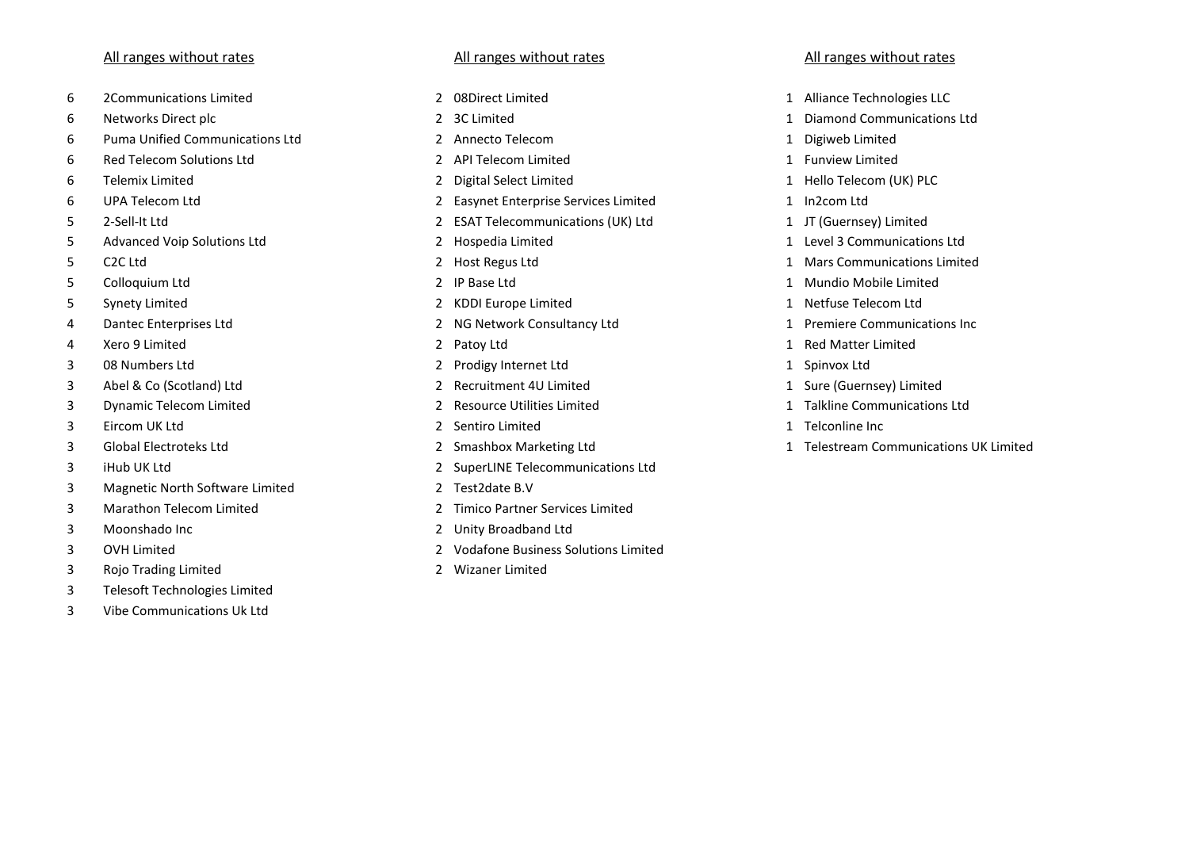## All ranges without rates

| | |
|---|---|
| 6 | 2Communications Limited |
| 6 | Networks Direct plc |
| 6 | Puma Unified Communications Ltd |
| 6 | Red Telecom Solutions Ltd |
| 6 | Telemix Limited |
| 6 | UPA Telecom Ltd |
| 5 | 2-Sell-It Ltd |
| 5 | Advanced Voip Solutions Ltd |
| 5 | C2C Ltd |
| 5 | Colloquium Ltd |
| 5 | Synety Limited |
| 4 | Dantec Enterprises Ltd |
| 4 | Xero 9 Limited |
| 3 | 08 Numbers Ltd |
| 3 | Abel & Co (Scotland) Ltd |
| 3 | Dynamic Telecom Limited |
| 3 | Eircom UK Ltd |
| 3 | Global Electroteks Ltd |
| 3 | iHub UK Ltd |
| 3 | Magnetic North Software Limited |
| 3 | Marathon Telecom Limited |
| 3 | Moonshado Inc |
| 3 | OVH Limited |
| 3 | Rojo Trading Limited |
| 3 | Telesoft Technologies Limited |
| 3 | Vibe Communications Uk Ltd |

## All ranges without rates

| | |
|---|---|
| 2 | 08Direct Limited |
| 2 | 3C Limited |
| 2 | Annecto Telecom |
| 2 | API Telecom Limited |
| 2 | Digital Select Limited |
| 2 | Easynet Enterprise Services Limited |
| 2 | ESAT Telecommunications (UK) Ltd |
| 2 | Hospedia Limited |
| 2 | Host Regus Ltd |
| 2 | IP Base Ltd |
| 2 | KDDI Europe Limited |
| 2 | NG Network Consultancy Ltd |
| 2 | Patoy Ltd |
| 2 | Prodigy Internet Ltd |
| 2 | Recruitment 4U Limited |
| 2 | Resource Utilities Limited |
| 2 | Sentiro Limited |
| 2 | Smashbox Marketing Ltd |
| 2 | SuperLINE Telecommunications Ltd |
| 2 | Test2date B.V |
| 2 | Timico Partner Services Limited |
| 2 | Unity Broadband Ltd |
| 2 | Vodafone Business Solutions Limited |
| 2 | Wizaner Limited |

## All ranges without rates

| | |
|---|---|
| 1 | Alliance Technologies LLC |
| 1 | Diamond Communications Ltd |
| 1 | Digiweb Limited |
| 1 | Funview Limited |
| 1 | Hello Telecom (UK) PLC |
| 1 | In2com Ltd |
| 1 | JT (Guernsey) Limited |
| 1 | Level 3 Communications Ltd |
| 1 | Mars Communications Limited |
| 1 | Mundio Mobile Limited |
| 1 | Netfuse Telecom Ltd |
| 1 | Premiere Communications Inc |
| 1 | Red Matter Limited |
| 1 | Spinvox Ltd |
| 1 | Sure (Guernsey) Limited |
| 1 | Talkline Communications Ltd |
| 1 | Telconline Inc |
| 1 | Telestream Communications UK Limited |